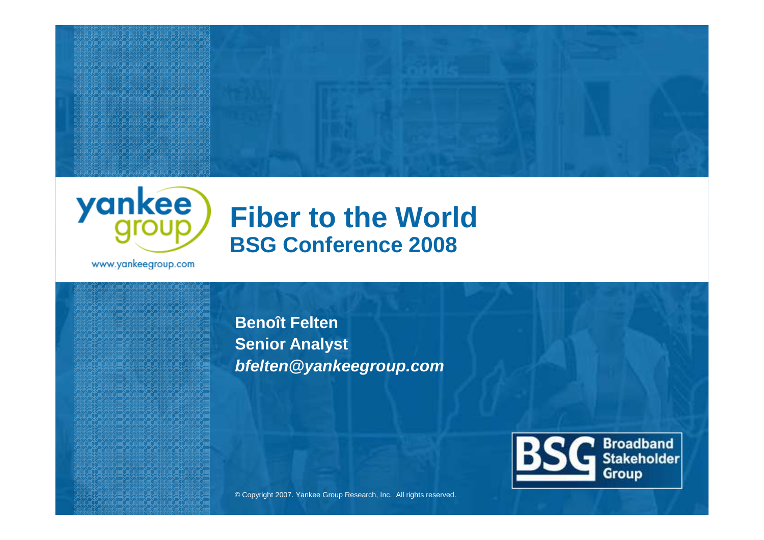yankee group

www.yankeegroup.com

# Fiber to the World

## BSG Conference 2008

**Benoît Felten**
**Senior Analyst**
***bfelten@yankeegroup.com***

BSG Broadband Stakeholder Group

© Copyright 2007. Yankee Group Research, Inc. All rights reserved.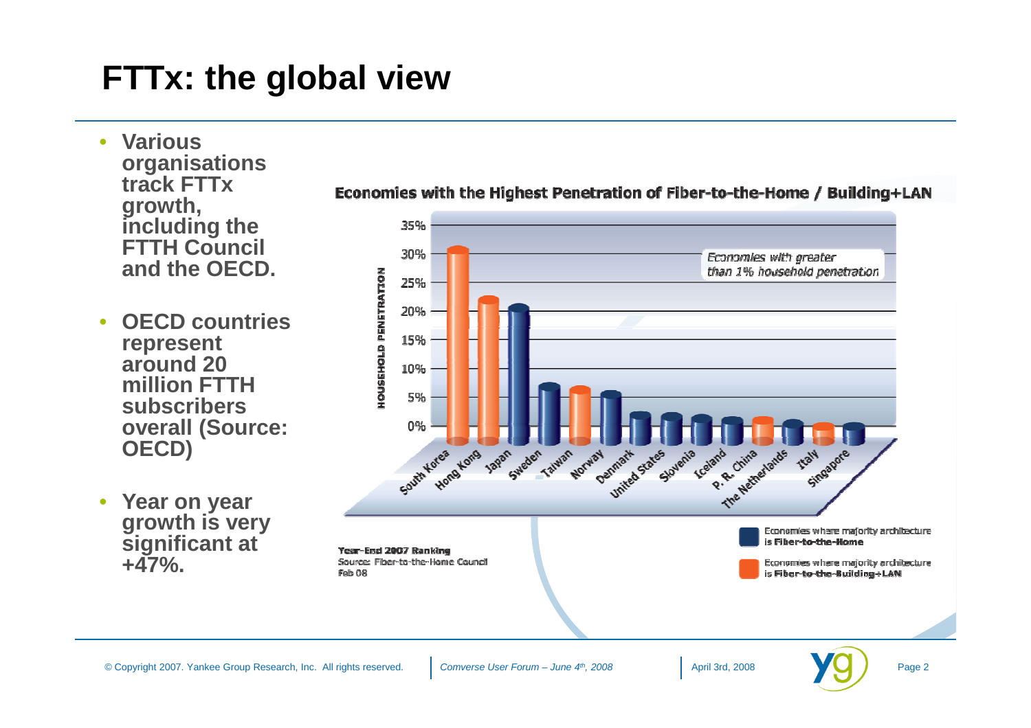# FTTx: the global view

- **Various organisations track FTTx growth, including the FTTH Council and the OECD.**
- **OECD countries represent around 20 million FTTH subscribers overall (Source: OECD)**
- **Year on year growth is very significant at +47%.**

**Economies with the Highest Penetration of Fiber-to-the-Home / Building+LAN**

*Economies with greater than 1% household penetration*

HOUSEHOLD PENETRATION

35%
30%
25%
20%
15%
10%
5%
0%

South Korea, Hong Kong, Japan, Sweden, Taiwan, Norway, Denmark, United States, Slovenia, Iceland, P. R. China, The Netherlands, Italy, Singapore

Economies where majority architecture is **Fiber-to-the-Home**

Economies where majority architecture is **Fiber-to-the-Building+LAN**

**Year-End 2007 Ranking**
Source: Fiber-to-the-Home Council
Feb 08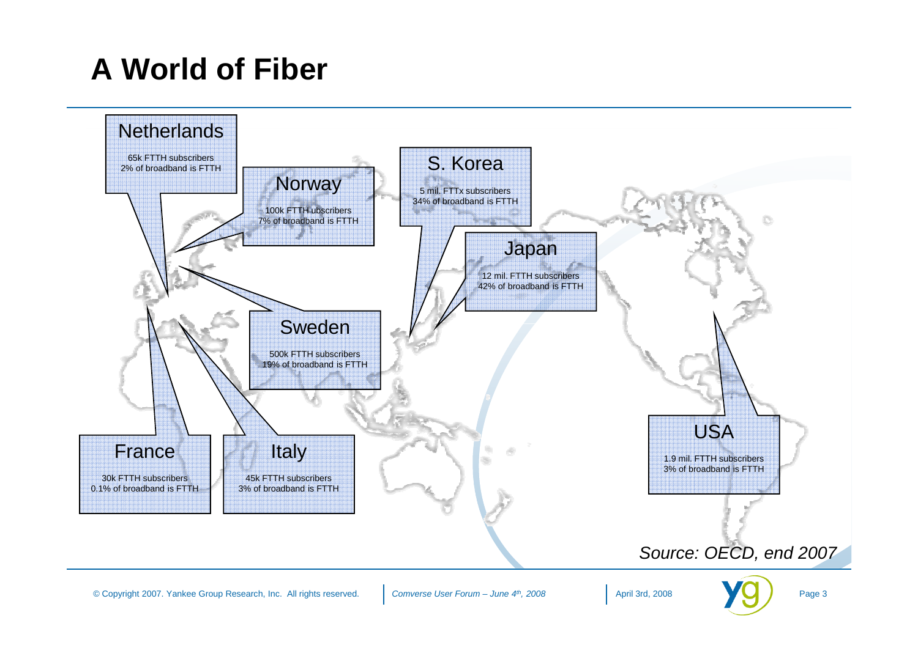# A World of Fiber

**Netherlands**
65k FTTH subscribers
2% of broadband is FTTH

**Norway**
100k FTTH ubscribers
7% of broadband is FTTH

**S. Korea**
5 mil. FTTx subscribers
34% of broadband is FTTH

**Japan**
12 mil. FTTH subscribers
42% of broadband is FTTH

**Sweden**
500k FTTH subscribers
19% of broadband is FTTH

**France**
30k FTTH subscribers
0.1% of broadband is FTTH

**Italy**
45k FTTH subscribers
3% of broadband is FTTH

**USA**
1.9 mil. FTTH subscribers
3% of broadband is FTTH

*Source: OECD, end 2007*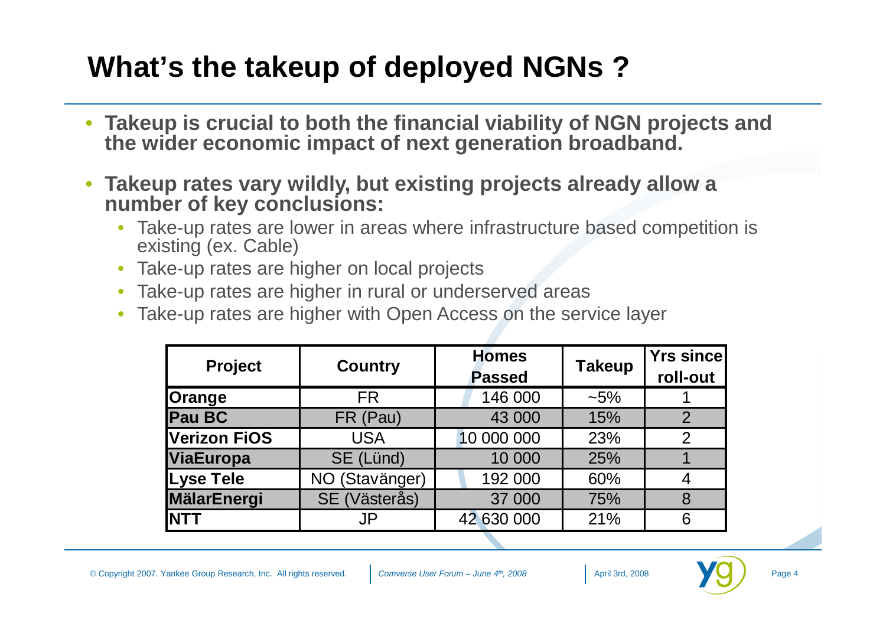# What's the takeup of deployed NGNs ?

- **Takeup is crucial to both the financial viability of NGN projects and the wider economic impact of next generation broadband.**
- **Takeup rates vary wildly, but existing projects already allow a number of key conclusions:**
  - Take-up rates are lower in areas where infrastructure based competition is existing (ex. Cable)
  - Take-up rates are higher on local projects
  - Take-up rates are higher in rural or underserved areas
  - Take-up rates are higher with Open Access on the service layer

| Project | Country | Homes Passed | Takeup | Yrs since roll-out |
| --- | --- | --- | --- | --- |
| **Orange** | FR | 146 000 | ~5% | 1 |
| **Pau BC** | FR (Pau) | 43 000 | 15% | 2 |
| **Verizon FiOS** | USA | 10 000 000 | 23% | 2 |
| **ViaEuropa** | SE (Lünd) | 10 000 | 25% | 1 |
| **Lyse Tele** | NO (Stavänger) | 192 000 | 60% | 4 |
| **MälarEnergi** | SE (Västerås) | 37 000 | 75% | 8 |
| **NTT** | JP | 42 630 000 | 21% | 6 |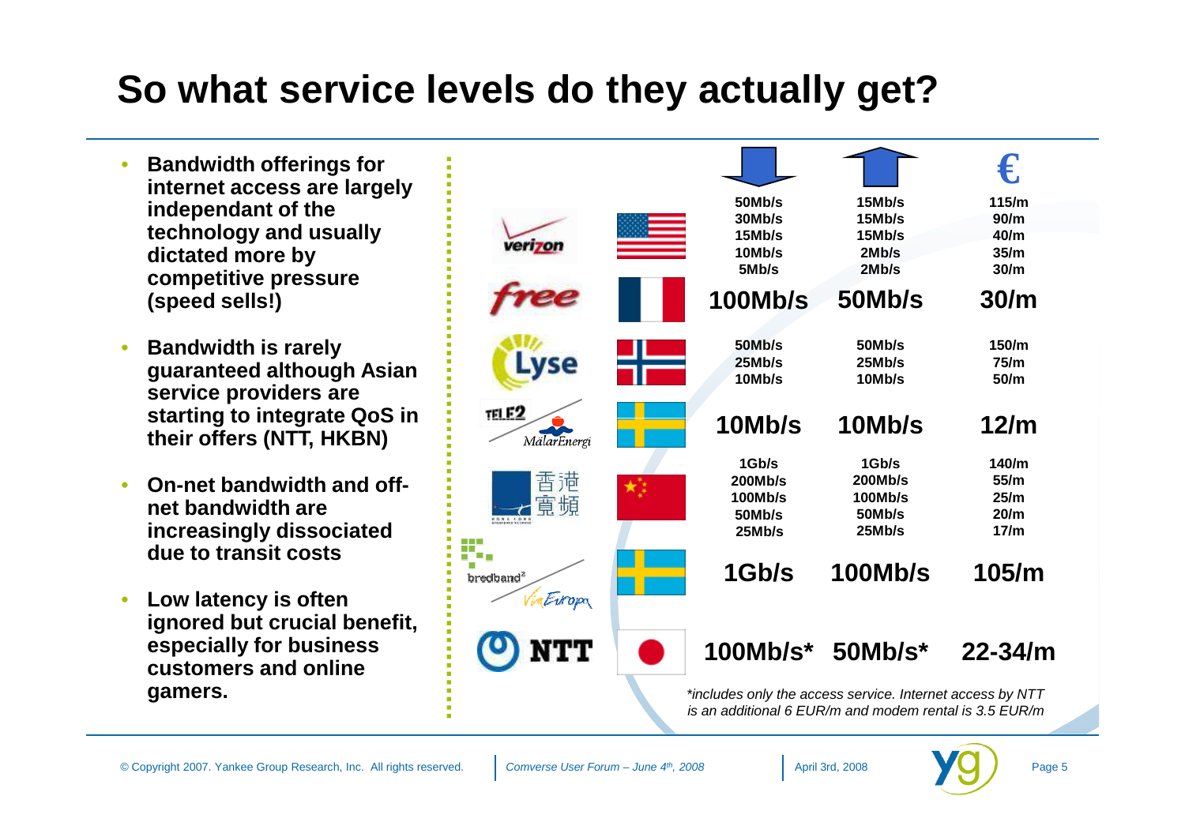# So what service levels do they actually get?

- **Bandwidth offerings for internet access are largely independant of the technology and usually dictated more by competitive pressure (speed sells!)**
- **Bandwidth is rarely guaranteed although Asian service providers are starting to integrate QoS in their offers (NTT, HKBN)**
- **On-net bandwidth and off-net bandwidth are increasingly dissociated due to transit costs**
- **Low latency is often ignored but crucial benefit, especially for business customers and online gamers.**

| Provider | Country | Downstream | Upstream | € |
|---|---|---|---|---|
| Verizon | USA | 50Mb/s<br>30Mb/s<br>15Mb/s<br>10Mb/s<br>5Mb/s | 15Mb/s<br>15Mb/s<br>15Mb/s<br>2Mb/s<br>2Mb/s | 115/m<br>90/m<br>40/m<br>35/m<br>30/m |
| Free | France | 100Mb/s | 50Mb/s | 30/m |
| Lyse | Norway | 50Mb/s<br>25Mb/s<br>10Mb/s | 50Mb/s<br>25Mb/s<br>10Mb/s | 150/m<br>75/m<br>50/m |
| Tele2 / MälarEnergi | Sweden | 10Mb/s | 10Mb/s | 12/m |
| 香港寬頻 (Hong Kong Broadband Network) | China | 1Gb/s<br>200Mb/s<br>100Mb/s<br>50Mb/s<br>25Mb/s | 1Gb/s<br>200Mb/s<br>100Mb/s<br>50Mb/s<br>25Mb/s | 140/m<br>55/m<br>25/m<br>20/m<br>17/m |
| bredband² / Via Europa | Sweden | 1Gb/s | 100Mb/s | 105/m |
| NTT | Japan | 100Mb/s* | 50Mb/s* | 22-34/m |

*\*includes only the access service. Internet access by NTT is an additional 6 EUR/m and modem rental is 3.5 EUR/m*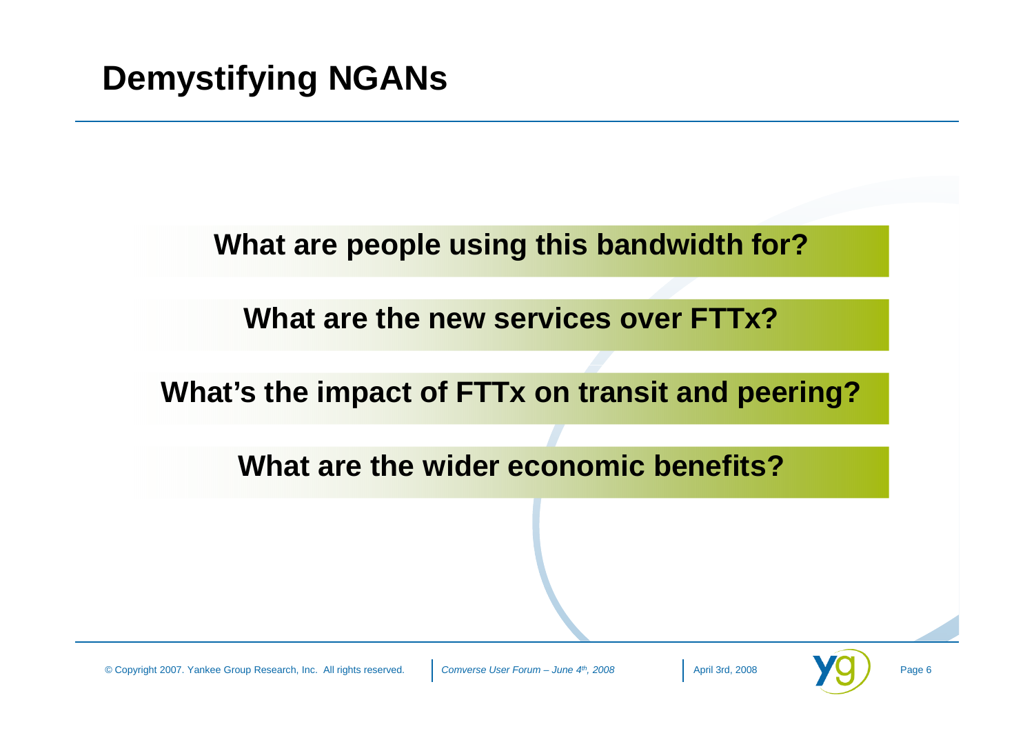# Demystifying NGANs

**What are people using this bandwidth for?**

**What are the new services over FTTx?**

**What's the impact of FTTx on transit and peering?**

**What are the wider economic benefits?**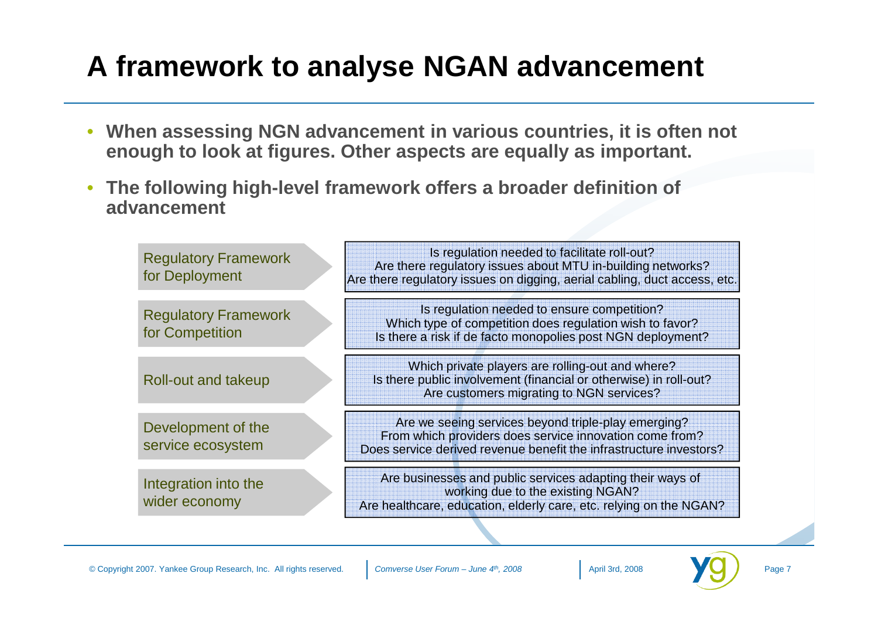# A framework to analyse NGAN advancement

- **When assessing NGN advancement in various countries, it is often not enough to look at figures. Other aspects are equally as important.**
- **The following high-level framework offers a broader definition of advancement**

| Dimension | Key questions |
| --- | --- |
| Regulatory Framework for Deployment | Is regulation needed to facilitate roll-out?<br>Are there regulatory issues about MTU in-building networks?<br>Are there regulatory issues on digging, aerial cabling, duct access, etc. |
| Regulatory Framework for Competition | Is regulation needed to ensure competition?<br>Which type of competition does regulation wish to favor?<br>Is there a risk if de facto monopolies post NGN deployment? |
| Roll-out and takeup | Which private players are rolling-out and where?<br>Is there public involvement (financial or otherwise) in roll-out?<br>Are customers migrating to NGN services? |
| Development of the service ecosystem | Are we seeing services beyond triple-play emerging?<br>From which providers does service innovation come from?<br>Does service derived revenue benefit the infrastructure investors? |
| Integration into the wider economy | Are businesses and public services adapting their ways of working due to the existing NGAN?<br>Are healthcare, education, elderly care, etc. relying on the NGAN? |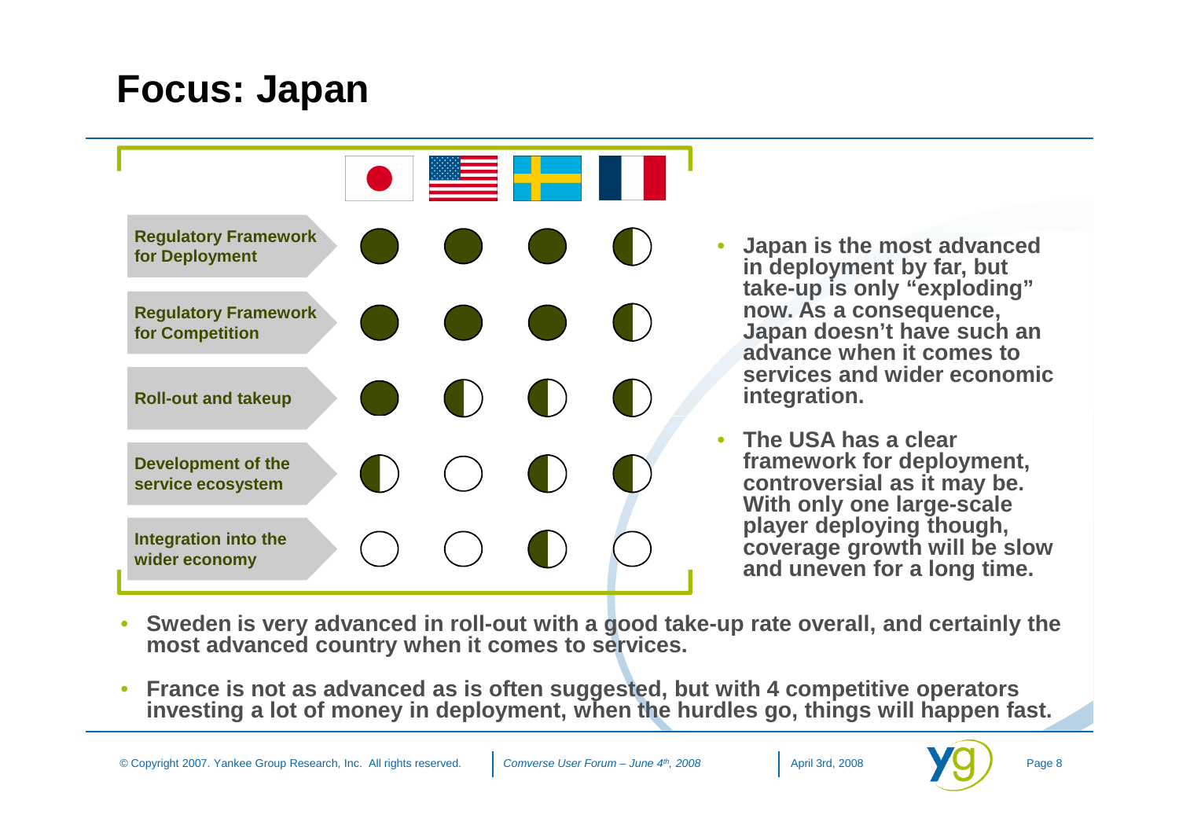# Focus: Japan

| | Japan | USA | Sweden | France |
|---|---|---|---|---|
| Regulatory Framework for Deployment | ● | ● | ● | ◐ |
| Regulatory Framework for Competition | ● | ● | ● | ◐ |
| Roll-out and takeup | ● | ◐ | ◐ | ◐ |
| Development of the service ecosystem | ◐ | ○ | ◐ | ◐ |
| Integration into the wider economy | ○ | ○ | ◐ | ○ |

- **Japan is the most advanced in deployment by far, but take-up is only "exploding" now. As a consequence, Japan doesn't have such an advance when it comes to services and wider economic integration.**
- **The USA has a clear framework for deployment, controversial as it may be. With only one large-scale player deploying though, coverage growth will be slow and uneven for a long time.**
- **Sweden is very advanced in roll-out with a good take-up rate overall, and certainly the most advanced country when it comes to services.**
- **France is not as advanced as is often suggested, but with 4 competitive operators investing a lot of money in deployment, when the hurdles go, things will happen fast.**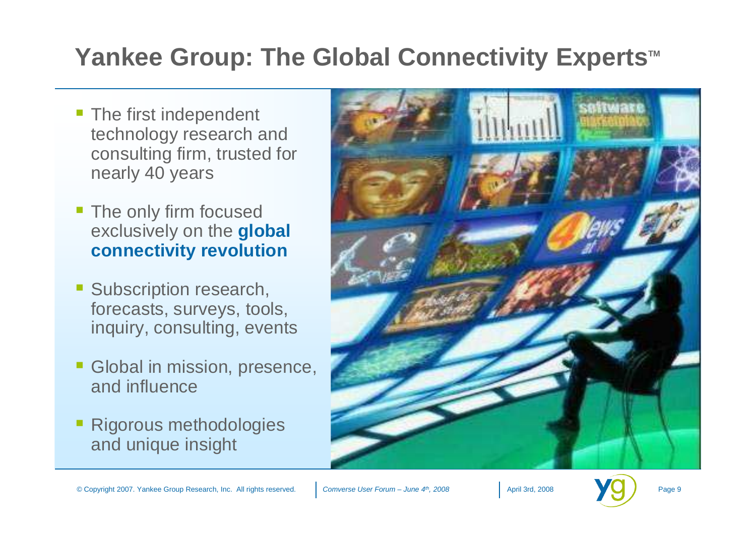# Yankee Group: The Global Connectivity Experts™

- The first independent technology research and consulting firm, trusted for nearly 40 years
- The only firm focused exclusively on the **global connectivity revolution**
- Subscription research, forecasts, surveys, tools, inquiry, consulting, events
- Global in mission, presence, and influence
- Rigorous methodologies and unique insight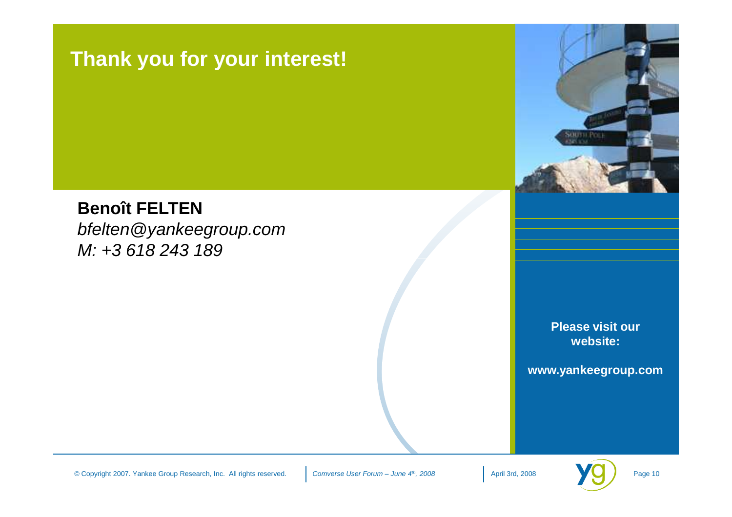# Thank you for your interest!

**Benoît FELTEN**
*bfelten@yankeegroup.com*
*M: +3 618 243 189*

**Please visit our website:**

**www.yankeegroup.com**